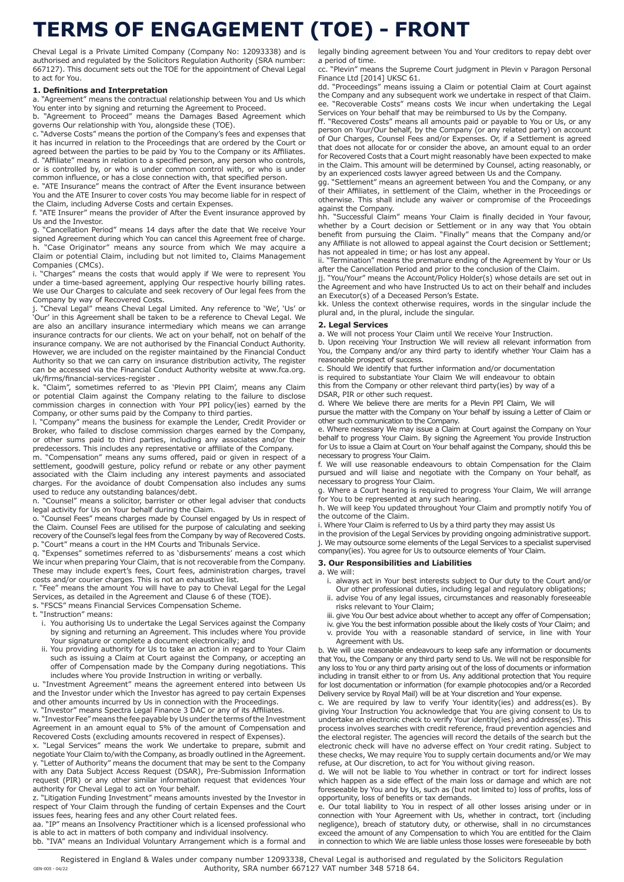# TERMS OF ENGAGEMENT (TOE) - FRONT

Cheval Legal is a Private Limited Company (Company No: 12093338) and is authorised and regulated by the Solicitors Regulation Authority (SRA number: 667127). This document sets out the TOE for the appointment of Cheval Legal to act for You.

### 1. Definitions and Interpretation

a. "Agreement" means the contractual relationship between You and Us which You enter into by signing and returning the Agreement to Proceed.

b. "Agreement to Proceed" means the Damages Based Agreement which governs Our relationship with You, alongside these (TOE).

c. "Adverse Costs" means the portion of the Company's fees and expenses that it has incurred in relation to the Proceedings that are ordered by the Court or agreed between the parties to be paid by You to the Company or its Affiliates.

d. "Affiliate" means in relation to a specified person, any person who controls, or is controlled by, or who is under common control with, or who is under common influence, or has a close connection with, that specified person.

e. "ATE Insurance" means the contract of After the Event insurance between You and the ATE Insurer to cover costs You may become liable for in respect of the Claim, including Adverse Costs and certain Expenses.

f. "ATE Insurer" means the provider of After the Event insurance approved by Us and the Investor.

g. "Cancellation Period" means 14 days after the date that We receive Your signed Agreement during which You can cancel this Agreement free of charge.

h. "Case Originator" means any source from which We may acquire a Claim or potential Claim, including but not limited to, Claims Management Companies (CMCs).

i. "Charges" means the costs that would apply if We were to represent You under a time-based agreement, applying Our respective hourly billing rates. We use Our Charges to calculate and seek recovery of Our legal fees from the Company by way of Recovered Costs.

j. "Cheval Legal" means Cheval Legal Limited. Any reference to 'We', 'Us' or 'Our' in this Agreement shall be taken to be a reference to Cheval Legal. We are also an ancillary insurance intermediary which means we can arrange insurance contracts for our clients. We act on your behalf, not on behalf of the insurance company. We are not authorised by the Financial Conduct Authority. However, we are included on the register maintained by the Financial Conduct Authority so that we can carry on insurance distribution activity, The register can be accessed via the Financial Conduct Authority website at www.fca.org.uk/firms/financial-services-register .

k. "Claim", sometimes referred to as 'Plevin PPI Claim', means any Claim or potential Claim against the Company relating to the failure to disclose commission charges in connection with Your PPI policy(ies) earned by the Company, or other sums paid by the Company to third parties.

l. "Company" means the business for example the Lender, Credit Provider or Broker, who failed to disclose commission charges earned by the Company, or other sums paid to third parties, including any associates and/or their predecessors. This includes any representative or affiliate of the Company.

m. "Compensation" means any sums offered, paid or given in respect of a settlement, goodwill gesture, policy refund or rebate or any other payment associated with the Claim including any interest payments and associated charges. For the avoidance of doubt Compensation also includes any sums used to reduce any outstanding balances/debt.

n. "Counsel" means a solicitor, barrister or other legal adviser that conducts legal activity for Us on Your behalf during the Claim.

o. "Counsel Fees" means charges made by Counsel engaged by Us in respect of the Claim. Counsel Fees are utilised for the purpose of calculating and seeking recovery of the Counsel's legal fees from the Company by way of Recovered Costs.

p. "Court" means a court in the HM Courts and Tribunals Service.

q. "Expenses" sometimes referred to as 'disbursements' means a cost which We incur when preparing Your Claim, that is not recoverable from the Company. These may include expert's fees, Court fees, administration charges, travel costs and/or courier charges. This is not an exhaustive list.

r. "Fee" means the amount You will have to pay to Cheval Legal for the Legal Services, as detailed in the Agreement and Clause 6 of these (TOE).

s. "FSCS" means Financial Services Compensation Scheme.

t. "Instruction" means:

  i. You authorising Us to undertake the Legal Services against the Company by signing and returning an Agreement. This includes where You provide Your signature or complete a document electronically; and
  ii. You providing authority for Us to take an action in regard to Your Claim such as issuing a Claim at Court against the Company, or accepting an offer of Compensation made by the Company during negotiations. This includes where You provide Instruction in writing or verbally.

u. "Investment Agreement" means the agreement entered into between Us and the Investor under which the Investor has agreed to pay certain Expenses and other amounts incurred by Us in connection with the Proceedings.

v. "Investor" means Spectra Legal Finance 3 DAC or any of its Affiliates.

w. "Investor Fee" means the fee payable by Us under the terms of the Investment Agreement in an amount equal to 5% of the amount of Compensation and Recovered Costs (excluding amounts recovered in respect of Expenses).

x. "Legal Services" means the work We undertake to prepare, submit and negotiate Your Claim to/with the Company, as broadly outlined in the Agreement.

y. "Letter of Authority" means the document that may be sent to the Company with any Data Subject Access Request (DSAR), Pre-Submission Information request (PIR) or any other similar information request that evidences Your authority for Cheval Legal to act on Your behalf.

z. "Litigation Funding Investment" means amounts invested by the Investor in respect of Your Claim through the funding of certain Expenses and the Court issues fees, hearing fees and any other Court related fees.

aa. "IP" means an Insolvency Practitioner which is a licensed professional who is able to act in matters of both company and individual insolvency.

bb. "IVA" means an Individual Voluntary Arrangement which is a formal and legally binding agreement between You and Your creditors to repay debt over a period of time.

cc. "Plevin" means the Supreme Court judgment in Plevin v Paragon Personal Finance Ltd [2014] UKSC 61.

dd. "Proceedings" means issuing a Claim or potential Claim at Court against the Company and any subsequent work we undertake in respect of that Claim.

ee. "Recoverable Costs" means costs We incur when undertaking the Legal Services on Your behalf that may be reimbursed to Us by the Company.

ff. "Recovered Costs" means all amounts paid or payable to You or Us, or any person on Your/Our behalf, by the Company (or any related party) on account of Our Charges, Counsel Fees and/or Expenses. Or, if a Settlement is agreed that does not allocate for or consider the above, an amount equal to an order for Recovered Costs that a Court might reasonably have been expected to make in the Claim. This amount will be determined by Counsel, acting reasonably, or by an experienced costs lawyer agreed between Us and the Company.

gg. "Settlement" means an agreement between You and the Company, or any of their Affiliates, in settlement of the Claim, whether in the Proceedings or otherwise. This shall include any waiver or compromise of the Proceedings against the Company.

hh. "Successful Claim" means Your Claim is finally decided in Your favour, whether by a Court decision or Settlement or in any way that You obtain benefit from pursuing the Claim. "Finally" means that the Company and/or any Affiliate is not allowed to appeal against the Court decision or Settlement; has not appealed in time; or has lost any appeal.

ii. "Termination" means the premature ending of the Agreement by Your or Us after the Cancellation Period and prior to the conclusion of the Claim.

jj. "You/Your" means the Account/Policy Holder(s) whose details are set out in the Agreement and who have Instructed Us to act on their behalf and includes an Executor(s) of a Deceased Person's Estate.

kk. Unless the context otherwise requires, words in the singular include the plural and, in the plural, include the singular.

### 2. Legal Services

a. We will not process Your Claim until We receive Your Instruction.

b. Upon receiving Your Instruction We will review all relevant information from You, the Company and/or any third party to identify whether Your Claim has a reasonable prospect of success.

c. Should We identify that further information and/or documentation is required to substantiate Your Claim We will endeavour to obtain this from the Company or other relevant third party(ies) by way of a DSAR, PIR or other such request.

d. Where We believe there are merits for a Plevin PPI Claim, We will pursue the matter with the Company on Your behalf by issuing a Letter of Claim or other such communication to the Company.

e. Where necessary We may issue a Claim at Court against the Company on Your behalf to progress Your Claim. By signing the Agreement You provide Instruction for Us to issue a Claim at Court on Your behalf against the Company, should this be necessary to progress Your Claim.

f. We will use reasonable endeavours to obtain Compensation for the Claim pursued and will liaise and negotiate with the Company on Your behalf, as necessary to progress Your Claim.

g. Where a Court hearing is required to progress Your Claim, We will arrange for You to be represented at any such hearing.

h. We will keep You updated throughout Your Claim and promptly notify You of the outcome of the Claim.

i. Where Your Claim is referred to Us by a third party they may assist Us in the provision of the Legal Services by providing ongoing administrative support.

j. We may outsource some elements of the Legal Services to a specialist supervised company(ies). You agree for Us to outsource elements of Your Claim.

### 3. Our Responsibilities and Liabilities

a. We will:

  i. always act in Your best interests subject to Our duty to the Court and/or Our other professional duties, including legal and regulatory obligations;
  ii. advise You of any legal issues, circumstances and reasonably foreseeable risks relevant to Your Claim;
  iii. give You Our best advice about whether to accept any offer of Compensation;
  iv. give You the best information possible about the likely costs of Your Claim; and
  v. provide You with a reasonable standard of service, in line with Your Agreement with Us.

b. We will use reasonable endeavours to keep safe any information or documents that You, the Company or any third party send to Us. We will not be responsible for any loss to You or any third party arising out of the loss of documents or information including in transit either to or from Us. Any additional protection that You require for lost documentation or information (for example photocopies and/or a Recorded Delivery service by Royal Mail) will be at Your discretion and Your expense.

c. We are required by law to verify Your identity(ies) and address(es). By giving Your Instruction You acknowledge that You are giving consent to Us to undertake an electronic check to verify Your identity(ies) and address(es). This process involves searches with credit reference, fraud prevention agencies and the electoral register. The agencies will record the details of the search but the electronic check will have no adverse effect on Your credit rating. Subject to these checks, We may require You to supply certain documents and/or We may refuse, at Our discretion, to act for You without giving reason.

d. We will not be liable to You whether in contract or tort for indirect losses which happen as a side effect of the main loss or damage and which are not foreseeable by You and by Us, such as (but not limited to) loss of profits, loss of opportunity, loss of benefits or tax demands.

e. Our total liability to You in respect of all other losses arising under or in connection with Your Agreement with Us, whether in contract, tort (including negligence), breach of statutory duty, or otherwise, shall in no circumstances exceed the amount of any Compensation to which You are entitled for the Claim in connection to which We are liable unless those losses were foreseeable by both

Registered in England & Wales under company number 12093338, Cheval Legal is authorised and regulated by the Solicitors Regulation Authority, SRA number 667127 VAT number 348 5718 64.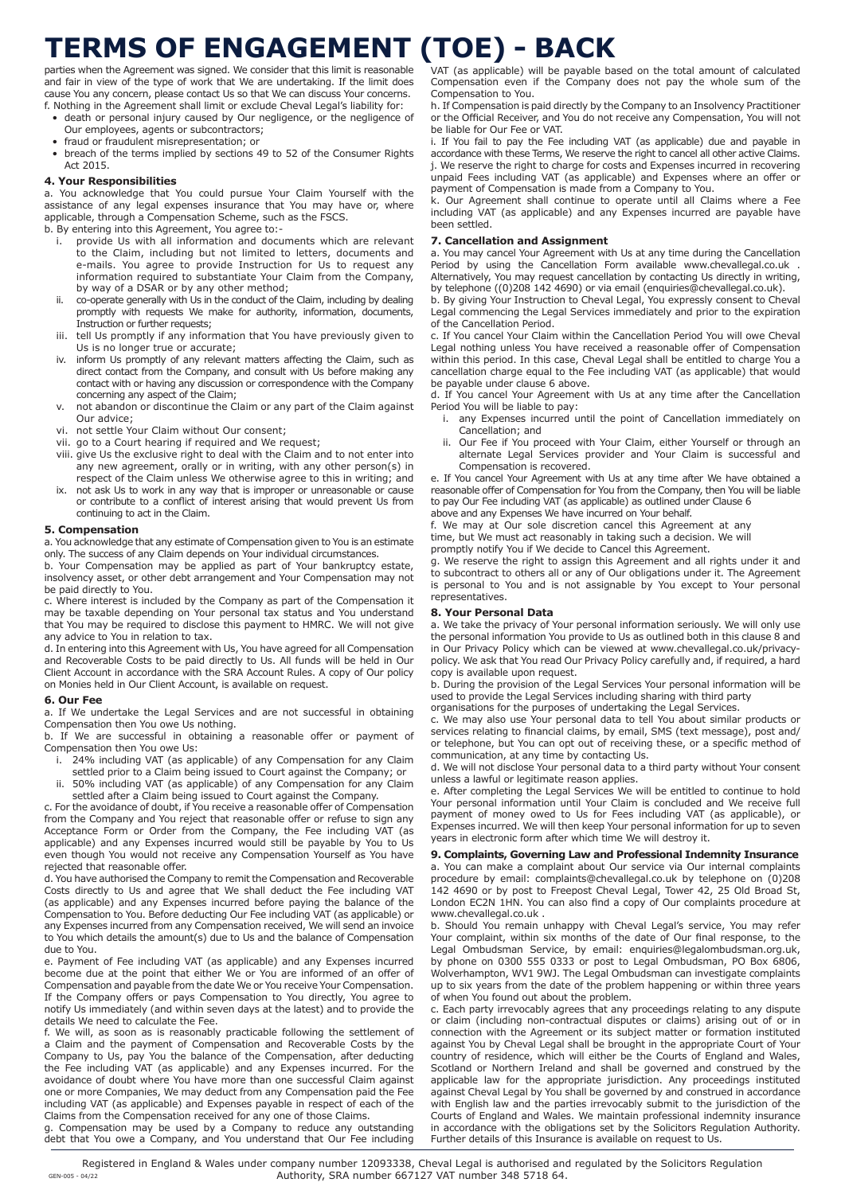# TERMS OF ENGAGEMENT (TOE) - BACK

parties when the Agreement was signed. We consider that this limit is reasonable and fair in view of the type of work that We are undertaking. If the limit does cause You any concern, please contact Us so that We can discuss Your concerns.

f. Nothing in the Agreement shall limit or exclude Cheval Legal's liability for:

- death or personal injury caused by Our negligence, or the negligence of Our employees, agents or subcontractors;
- fraud or fraudulent misrepresentation; or
- breach of the terms implied by sections 49 to 52 of the Consumer Rights Act 2015.

### 4. Your Responsibilities

a. You acknowledge that You could pursue Your Claim Yourself with the assistance of any legal expenses insurance that You may have or, where applicable, through a Compensation Scheme, such as the FSCS.

b. By entering into this Agreement, You agree to:-

i. provide Us with all information and documents which are relevant to the Claim, including but not limited to letters, documents and e-mails. You agree to provide Instruction for Us to request any information required to substantiate Your Claim from the Company, by way of a DSAR or by any other method;

ii. co-operate generally with Us in the conduct of the Claim, including by dealing promptly with requests We make for authority, information, documents, Instruction or further requests;

iii. tell Us promptly if any information that You have previously given to Us is no longer true or accurate;

iv. inform Us promptly of any relevant matters affecting the Claim, such as direct contact from the Company, and consult with Us before making any contact with or having any discussion or correspondence with the Company concerning any aspect of the Claim;

v. not abandon or discontinue the Claim or any part of the Claim against Our advice;

vi. not settle Your Claim without Our consent;

vii. go to a Court hearing if required and We request;

viii. give Us the exclusive right to deal with the Claim and to not enter into any new agreement, orally or in writing, with any other person(s) in respect of the Claim unless We otherwise agree to this in writing; and

ix. not ask Us to work in any way that is improper or unreasonable or cause or contribute to a conflict of interest arising that would prevent Us from continuing to act in the Claim.

### 5. Compensation

a. You acknowledge that any estimate of Compensation given to You is an estimate only. The success of any Claim depends on Your individual circumstances.

b. Your Compensation may be applied as part of Your bankruptcy estate, insolvency asset, or other debt arrangement and Your Compensation may not be paid directly to You.

c. Where interest is included by the Company as part of the Compensation it may be taxable depending on Your personal tax status and You understand that You may be required to disclose this payment to HMRC. We will not give any advice to You in relation to tax.

d. In entering into this Agreement with Us, You have agreed for all Compensation and Recoverable Costs to be paid directly to Us. All funds will be held in Our Client Account in accordance with the SRA Account Rules. A copy of Our policy on Monies held in Our Client Account, is available on request.

### 6. Our Fee

a. If We undertake the Legal Services and are not successful in obtaining Compensation then You owe Us nothing.

b. If We are successful in obtaining a reasonable offer or payment of Compensation then You owe Us:

i. 24% including VAT (as applicable) of any Compensation for any Claim settled prior to a Claim being issued to Court against the Company; or

ii. 50% including VAT (as applicable) of any Compensation for any Claim settled after a Claim being issued to Court against the Company.

c. For the avoidance of doubt, if You receive a reasonable offer of Compensation from the Company and You reject that reasonable offer or refuse to sign any Acceptance Form or Order from the Company, the Fee including VAT (as applicable) and any Expenses incurred would still be payable by You to Us even though You would not receive any Compensation Yourself as You have rejected that reasonable offer.

d. You have authorised the Company to remit the Compensation and Recoverable Costs directly to Us and agree that We shall deduct the Fee including VAT (as applicable) and any Expenses incurred before paying the balance of the Compensation to You. Before deducting Our Fee including VAT (as applicable) or any Expenses incurred from any Compensation received, We will send an invoice to You which details the amount(s) due to Us and the balance of Compensation due to You.

e. Payment of Fee including VAT (as applicable) and any Expenses incurred become due at the point that either We or You are informed of an offer of Compensation and payable from the date We or You receive Your Compensation. If the Company offers or pays Compensation to You directly, You agree to notify Us immediately (and within seven days at the latest) and to provide the details We need to calculate the Fee.

f. We will, as soon as is reasonably practicable following the settlement of a Claim and the payment of Compensation and Recoverable Costs by the Company to Us, pay You the balance of the Compensation, after deducting the Fee including VAT (as applicable) and any Expenses incurred. For the avoidance of doubt where You have more than one successful Claim against one or more Companies, We may deduct from any Compensation paid the Fee including VAT (as applicable) and Expenses payable in respect of each of the Claims from the Compensation received for any one of those Claims.

g. Compensation may be used by a Company to reduce any outstanding debt that You owe a Company, and You understand that Our Fee including VAT (as applicable) will be payable based on the total amount of calculated Compensation even if the Company does not pay the whole sum of the Compensation to You.

h. If Compensation is paid directly by the Company to an Insolvency Practitioner or the Official Receiver, and You do not receive any Compensation, You will not be liable for Our Fee or VAT.

i. If You fail to pay the Fee including VAT (as applicable) due and payable in accordance with these Terms, We reserve the right to cancel all other active Claims.

j. We reserve the right to charge for costs and Expenses incurred in recovering unpaid Fees including VAT (as applicable) and Expenses where an offer or payment of Compensation is made from a Company to You.

k. Our Agreement shall continue to operate until all Claims where a Fee including VAT (as applicable) and any Expenses incurred are payable have been settled.

### 7. Cancellation and Assignment

a. You may cancel Your Agreement with Us at any time during the Cancellation Period by using the Cancellation Form available www.chevallegal.co.uk . Alternatively, You may request cancellation by contacting Us directly in writing, by telephone ((0)208 142 4690) or via email (enquiries@chevallegal.co.uk).

b. By giving Your Instruction to Cheval Legal, You expressly consent to Cheval Legal commencing the Legal Services immediately and prior to the expiration of the Cancellation Period.

c. If You cancel Your Claim within the Cancellation Period You will owe Cheval Legal nothing unless You have received a reasonable offer of Compensation within this period. In this case, Cheval Legal shall be entitled to charge You a cancellation charge equal to the Fee including VAT (as applicable) that would be payable under clause 6 above.

d. If You cancel Your Agreement with Us at any time after the Cancellation Period You will be liable to pay:

i. any Expenses incurred until the point of Cancellation immediately on Cancellation; and

ii. Our Fee if You proceed with Your Claim, either Yourself or through an alternate Legal Services provider and Your Claim is successful and Compensation is recovered.

e. If You cancel Your Agreement with Us at any time after We have obtained a reasonable offer of Compensation for You from the Company, then You will be liable to pay Our Fee including VAT (as applicable) as outlined under Clause 6 above and any Expenses We have incurred on Your behalf.

f. We may at Our sole discretion cancel this Agreement at any time, but We must act reasonably in taking such a decision. We will promptly notify You if We decide to Cancel this Agreement.

g. We reserve the right to assign this Agreement and all rights under it and to subcontract to others all or any of Our obligations under it. The Agreement is personal to You and is not assignable by You except to Your personal representatives.

### 8. Your Personal Data

a. We take the privacy of Your personal information seriously. We will only use the personal information You provide to Us as outlined both in this clause 8 and in Our Privacy Policy which can be viewed at www.chevallegal.co.uk/privacy-policy. We ask that You read Our Privacy Policy carefully and, if required, a hard copy is available upon request.

b. During the provision of the Legal Services Your personal information will be used to provide the Legal Services including sharing with third party organisations for the purposes of undertaking the Legal Services.

c. We may also use Your personal data to tell You about similar products or services relating to financial claims, by email, SMS (text message), post and/or telephone, but You can opt out of receiving these, or a specific method of communication, at any time by contacting Us.

d. We will not disclose Your personal data to a third party without Your consent unless a lawful or legitimate reason applies.

e. After completing the Legal Services We will be entitled to continue to hold Your personal information until Your Claim is concluded and We receive full payment of money owed to Us for Fees including VAT (as applicable), or Expenses incurred. We will then keep Your personal information for up to seven years in electronic form after which time We will destroy it.

### 9. Complaints, Governing Law and Professional Indemnity Insurance

a. You can make a complaint about Our service via Our internal complaints procedure by email: complaints@chevallegal.co.uk by telephone on (0)208 142 4690 or by post to Freepost Cheval Legal, Tower 42, 25 Old Broad St, London EC2N 1HN. You can also find a copy of Our complaints procedure at www.chevallegal.co.uk .

b. Should You remain unhappy with Cheval Legal's service, You may refer Your complaint, within six months of the date of Our final response, to the Legal Ombudsman Service, by email: enquiries@legalombudsman.org.uk, by phone on 0300 555 0333 or post to Legal Ombudsman, PO Box 6806, Wolverhampton, WV1 9WJ. The Legal Ombudsman can investigate complaints up to six years from the date of the problem happening or within three years of when You found out about the problem.

c. Each party irrevocably agrees that any proceedings relating to any dispute or claim (including non-contractual disputes or claims) arising out of or in connection with the Agreement or its subject matter or formation instituted against You by Cheval Legal shall be brought in the appropriate Court of Your country of residence, which will either be the Courts of England and Wales, Scotland or Northern Ireland and shall be governed and construed by the applicable law for the appropriate jurisdiction. Any proceedings instituted against Cheval Legal by You shall be governed by and construed in accordance with English law and the parties irrevocably submit to the jurisdiction of the Courts of England and Wales. We maintain professional indemnity insurance in accordance with the obligations set by the Solicitors Regulation Authority. Further details of this Insurance is available on request to Us.

Registered in England & Wales under company number 12093338, Cheval Legal is authorised and regulated by the Solicitors Regulation Authority, SRA number 667127 VAT number 348 5718 64.

GEN-005 - 04/22